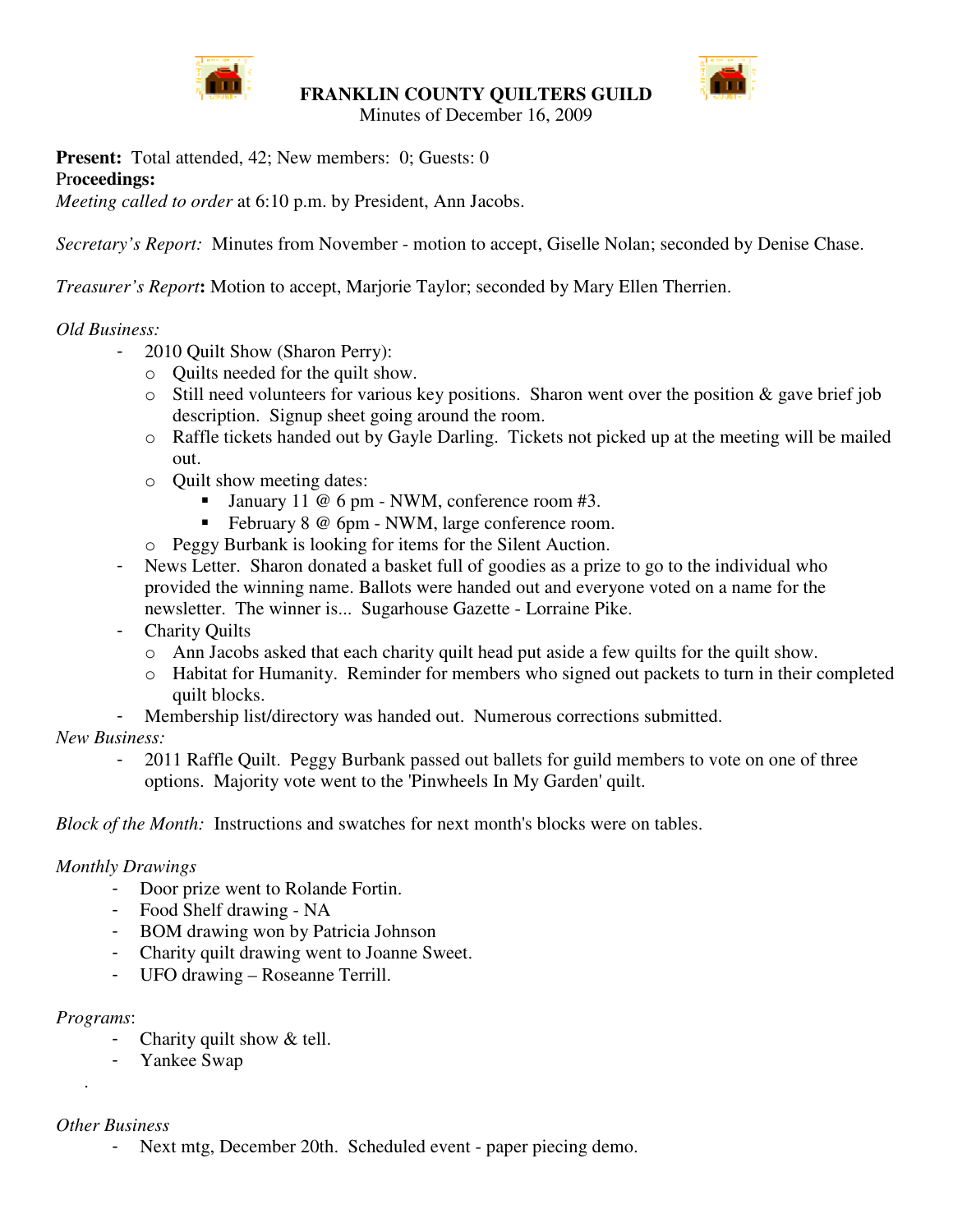# FRANKLIN COUNTY QUILTERS GUILD

Minutes of December 16, 2009

**Present:** Total attended, 42; New members: 0; Guests: 0

**Proceedings:**

*Meeting called to order* at 6:10 p.m. by President, Ann Jacobs.

*Secretary's Report:* Minutes from November - motion to accept, Giselle Nolan; seconded by Denise Chase.

*Treasurer's Report***:** Motion to accept, Marjorie Taylor; seconded by Mary Ellen Therrien.

*Old Business:*

- 2010 Quilt Show (Sharon Perry):
  - Quilts needed for the quilt show.
  - Still need volunteers for various key positions. Sharon went over the position & gave brief job description. Signup sheet going around the room.
  - Raffle tickets handed out by Gayle Darling. Tickets not picked up at the meeting will be mailed out.
  - Quilt show meeting dates:
    - January 11 @ 6 pm - NWM, conference room #3.
    - February 8 @ 6pm - NWM, large conference room.
  - Peggy Burbank is looking for items for the Silent Auction.
- News Letter. Sharon donated a basket full of goodies as a prize to go to the individual who provided the winning name. Ballots were handed out and everyone voted on a name for the newsletter. The winner is... Sugarhouse Gazette - Lorraine Pike.
- Charity Quilts
  - Ann Jacobs asked that each charity quilt head put aside a few quilts for the quilt show.
  - Habitat for Humanity. Reminder for members who signed out packets to turn in their completed quilt blocks.
- Membership list/directory was handed out. Numerous corrections submitted.

*New Business:*

- 2011 Raffle Quilt. Peggy Burbank passed out ballets for guild members to vote on one of three options. Majority vote went to the 'Pinwheels In My Garden' quilt.

*Block of the Month:* Instructions and swatches for next month's blocks were on tables.

*Monthly Drawings*

- Door prize went to Rolande Fortin.
- Food Shelf drawing - NA
- BOM drawing won by Patricia Johnson
- Charity quilt drawing went to Joanne Sweet.
- UFO drawing – Roseanne Terrill.

*Programs*:

- Charity quilt show & tell.
- Yankee Swap

*Other Business*

- Next mtg, December 20th. Scheduled event - paper piecing demo.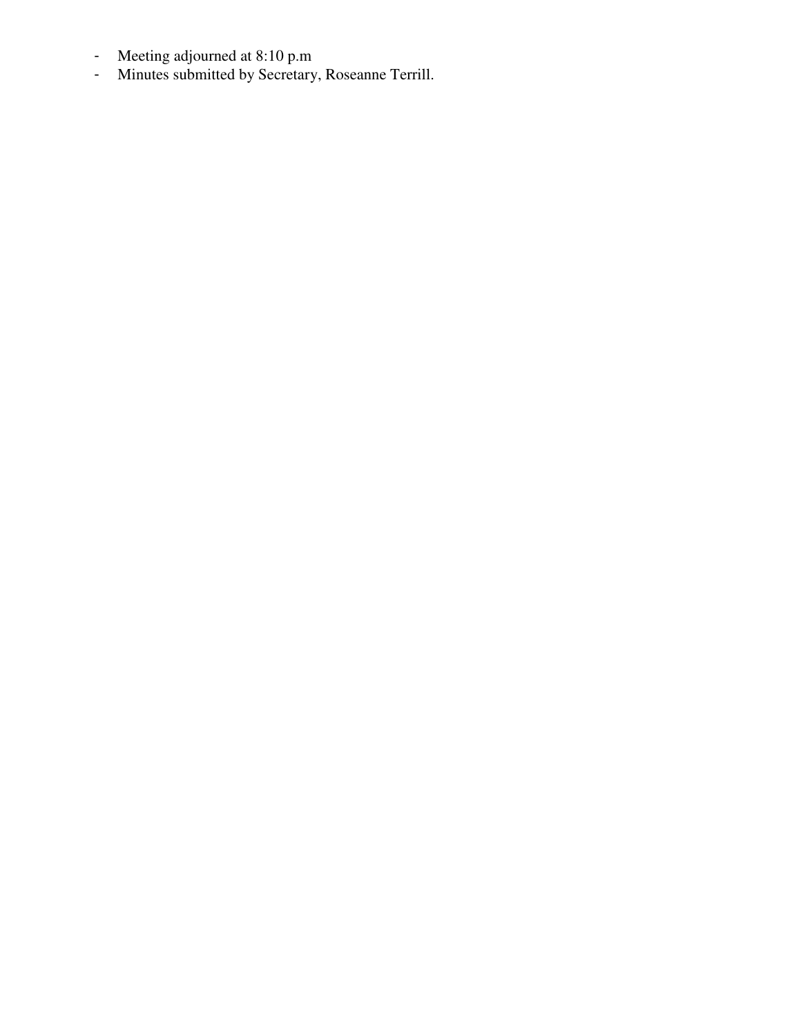- Meeting adjourned at 8:10 p.m
- Minutes submitted by Secretary, Roseanne Terrill.